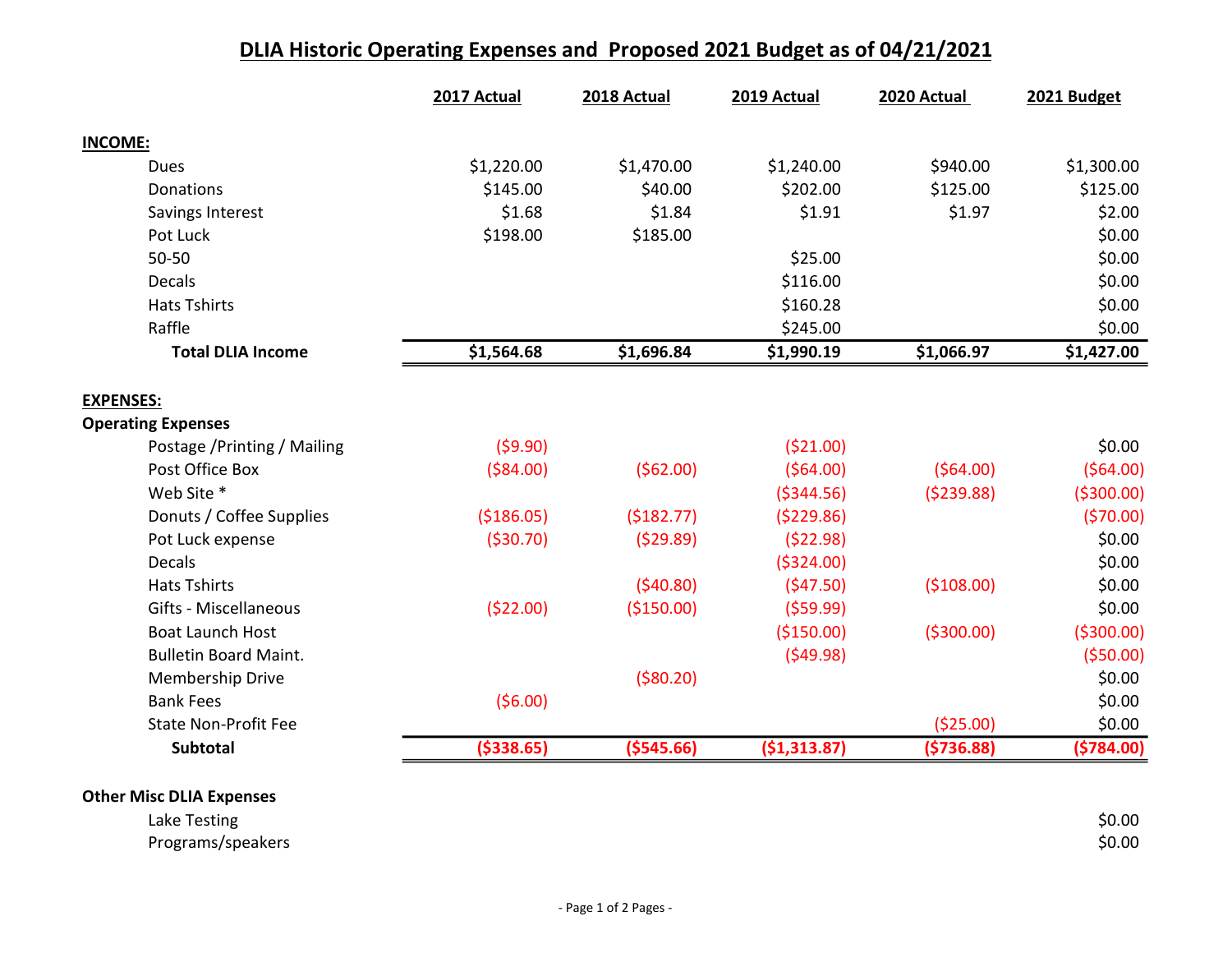# DLIA Historic Operating Expenses and Proposed 2021 Budget as of 04/21/2021

| | 2017 Actual | 2018 Actual | 2019 Actual | 2020 Actual | 2021 Budget |
|---|---|---|---|---|---|
| **INCOME:** | | | | | |
| Dues | $1,220.00 | $1,470.00 | $1,240.00 | $940.00 | $1,300.00 |
| Donations | $145.00 | $40.00 | $202.00 | $125.00 | $125.00 |
| Savings Interest | $1.68 | $1.84 | $1.91 | $1.97 | $2.00 |
| Pot Luck | $198.00 | $185.00 | | | $0.00 |
| 50-50 | | | $25.00 | | $0.00 |
| Decals | | | $116.00 | | $0.00 |
| Hats Tshirts | | | $160.28 | | $0.00 |
| Raffle | | | $245.00 | | $0.00 |
| **Total DLIA Income** | **$1,564.68** | **$1,696.84** | **$1,990.19** | **$1,066.97** | **$1,427.00** |
| | | | | | |
| **EXPENSES:** | | | | | |
| **Operating Expenses** | | | | | |
| Postage /Printing / Mailing | ($9.90) | | ($21.00) | | $0.00 |
| Post Office Box | ($84.00) | ($62.00) | ($64.00) | ($64.00) | ($64.00) |
| Web Site * | | | ($344.56) | ($239.88) | ($300.00) |
| Donuts / Coffee Supplies | ($186.05) | ($182.77) | ($229.86) | | ($70.00) |
| Pot Luck expense | ($30.70) | ($29.89) | ($22.98) | | $0.00 |
| Decals | | | ($324.00) | | $0.00 |
| Hats Tshirts | | ($40.80) | ($47.50) | ($108.00) | $0.00 |
| Gifts - Miscellaneous | ($22.00) | ($150.00) | ($59.99) | | $0.00 |
| Boat Launch Host | | | ($150.00) | ($300.00) | ($300.00) |
| Bulletin Board Maint. | | | ($49.98) | | ($50.00) |
| Membership Drive | | ($80.20) | | | $0.00 |
| Bank Fees | ($6.00) | | | | $0.00 |
| State Non-Profit Fee | | | | ($25.00) | $0.00 |
| **Subtotal** | **($338.65)** | **($545.66)** | **($1,313.87)** | **($736.88)** | **($784.00)** |
| | | | | | |
| **Other Misc DLIA Expenses** | | | | | |
| Lake Testing | | | | | $0.00 |
| Programs/speakers | | | | | $0.00 |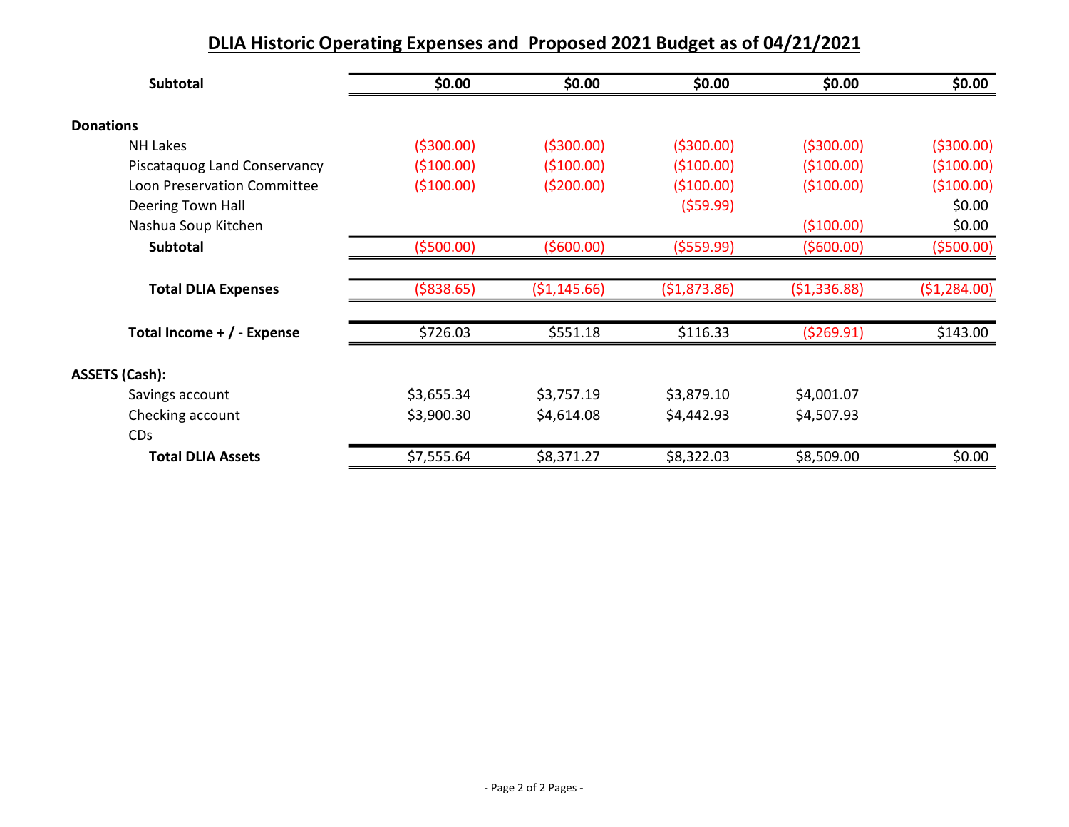## DLIA Historic Operating Expenses and Proposed 2021 Budget as of 04/21/2021

| | | | | | |
|---|---|---|---|---|---|
| **Subtotal** | **$0.00** | **$0.00** | **$0.00** | **$0.00** | **$0.00** |
| **Donations** | | | | | |
| NH Lakes | ($300.00) | ($300.00) | ($300.00) | ($300.00) | ($300.00) |
| Piscataquog Land Conservancy | ($100.00) | ($100.00) | ($100.00) | ($100.00) | ($100.00) |
| Loon Preservation Committee | ($100.00) | ($200.00) | ($100.00) | ($100.00) | ($100.00) |
| Deering Town Hall | | | ($59.99) | | $0.00 |
| Nashua Soup Kitchen | | | | ($100.00) | $0.00 |
| **Subtotal** | ($500.00) | ($600.00) | ($559.99) | ($600.00) | ($500.00) |
| **Total DLIA Expenses** | ($838.65) | ($1,145.66) | ($1,873.86) | ($1,336.88) | ($1,284.00) |
| **Total Income + / - Expense** | $726.03 | $551.18 | $116.33 | ($269.91) | $143.00 |
| **ASSETS (Cash):** | | | | | |
| Savings account | $3,655.34 | $3,757.19 | $3,879.10 | $4,001.07 | |
| Checking account | $3,900.30 | $4,614.08 | $4,442.93 | $4,507.93 | |
| CDs | | | | | |
| **Total DLIA Assets** | $7,555.64 | $8,371.27 | $8,322.03 | $8,509.00 | $0.00 |